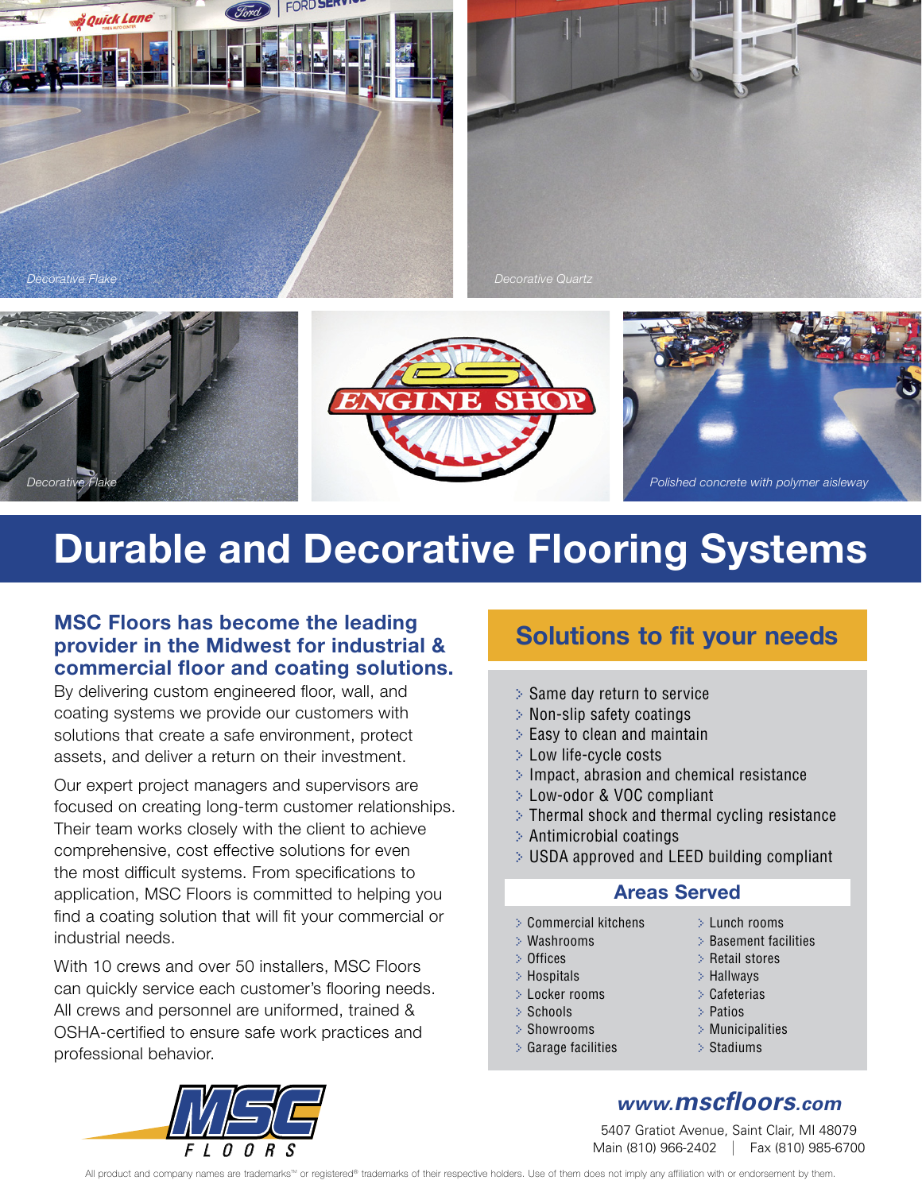*Decorative Flake*

*Decorative Quartz*

*Decorative Flake*

*Polished concrete with polymer aisleway*

# Durable and Decorative Flooring Systems

**MSC Floors has become the leading provider in the Midwest for industrial & commercial floor and coating solutions.** By delivering custom engineered floor, wall, and coating systems we provide our customers with solutions that create a safe environment, protect assets, and deliver a return on their investment.

Our expert project managers and supervisors are focused on creating long-term customer relationships. Their team works closely with the client to achieve comprehensive, cost effective solutions for even the most difficult systems. From specifications to application, MSC Floors is committed to helping you find a coating solution that will fit your commercial or industrial needs.

With 10 crews and over 50 installers, MSC Floors can quickly service each customer's flooring needs. All crews and personnel are uniformed, trained & OSHA-certified to ensure safe work practices and professional behavior.

## Solutions to fit your needs

- Same day return to service
- Non-slip safety coatings
- Easy to clean and maintain
- Low life-cycle costs
- Impact, abrasion and chemical resistance
- Low-odor & VOC compliant
- Thermal shock and thermal cycling resistance
- Antimicrobial coatings
- USDA approved and LEED building compliant

### Areas Served

- Commercial kitchens
- Washrooms
- Offices
- Hospitals
- Locker rooms
- Schools
- Showrooms
- Garage facilities
- Lunch rooms
- Basement facilities
- Retail stores
- Hallways
- Cafeterias
- Patios
- Municipalities
- Stadiums

**www.mscfloors.com**

5407 Gratiot Avenue, Saint Clair, MI 48079
Main (810) 966-2402 | Fax (810) 985-6700

All product and company names are trademarks™ or registered® trademarks of their respective holders. Use of them does not imply any affiliation with or endorsement by them.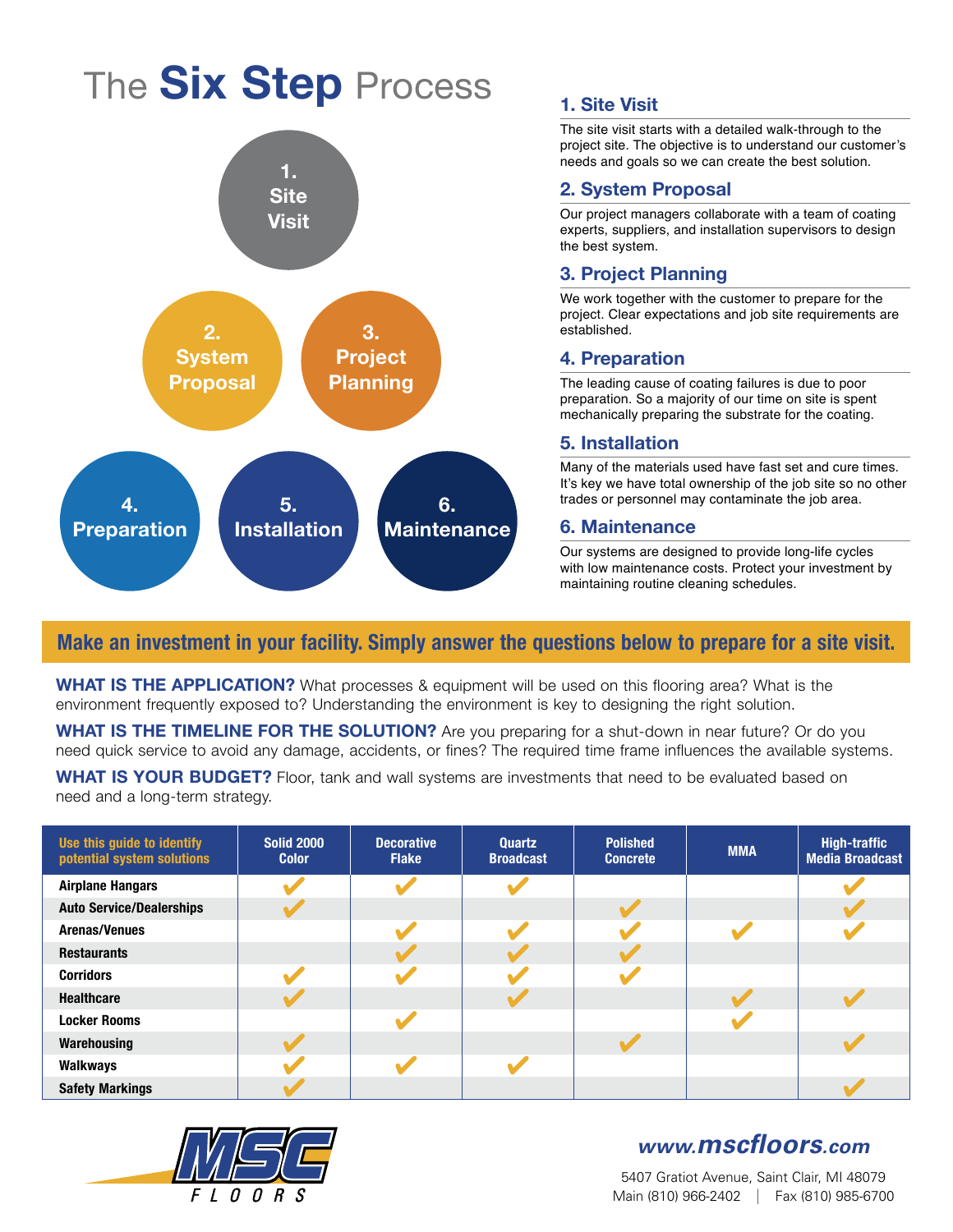# The **Six Step** Process

### 1. Site Visit

The site visit starts with a detailed walk-through to the project site. The objective is to understand our customer's needs and goals so we can create the best solution.

### 2. System Proposal

Our project managers collaborate with a team of coating experts, suppliers, and installation supervisors to design the best system.

### 3. Project Planning

We work together with the customer to prepare for the project. Clear expectations and job site requirements are established.

### 4. Preparation

The leading cause of coating failures is due to poor preparation. So a majority of our time on site is spent mechanically preparing the substrate for the coating.

### 5. Installation

Many of the materials used have fast set and cure times. It's key we have total ownership of the job site so no other trades or personnel may contaminate the job area.

### 6. Maintenance

Our systems are designed to provide long-life cycles with low maintenance costs. Protect your investment by maintaining routine cleaning schedules.

## Make an investment in your facility. Simply answer the questions below to prepare for a site visit.

**WHAT IS THE APPLICATION?** What processes & equipment will be used on this flooring area? What is the environment frequently exposed to? Understanding the environment is key to designing the right solution.

**WHAT IS THE TIMELINE FOR THE SOLUTION?** Are you preparing for a shut-down in near future? Or do you need quick service to avoid any damage, accidents, or fines? The required time frame influences the available systems.

**WHAT IS YOUR BUDGET?** Floor, tank and wall systems are investments that need to be evaluated based on need and a long-term strategy.

| Use this guide to identify potential system solutions | Solid 2000 Color | Decorative Flake | Quartz Broadcast | Polished Concrete | MMA | High-traffic Media Broadcast |
|---|---|---|---|---|---|---|
| Airplane Hangars | ✔ | ✔ | ✔ | | | ✔ |
| Auto Service/Dealerships | ✔ | | | ✔ | | ✔ |
| Arenas/Venues | | ✔ | ✔ | ✔ | ✔ | ✔ |
| Restaurants | | ✔ | ✔ | ✔ | | |
| Corridors | ✔ | ✔ | ✔ | ✔ | | |
| Healthcare | ✔ | | ✔ | | ✔ | ✔ |
| Locker Rooms | | ✔ | | | ✔ | |
| Warehousing | ✔ | | | ✔ | | ✔ |
| Walkways | ✔ | ✔ | ✔ | | | |
| Safety Markings | ✔ | | | | | ✔ |

MSC FLOORS

*www.mscfloors.com*

5407 Gratiot Avenue, Saint Clair, MI 48079
Main (810) 966-2402 | Fax (810) 985-6700